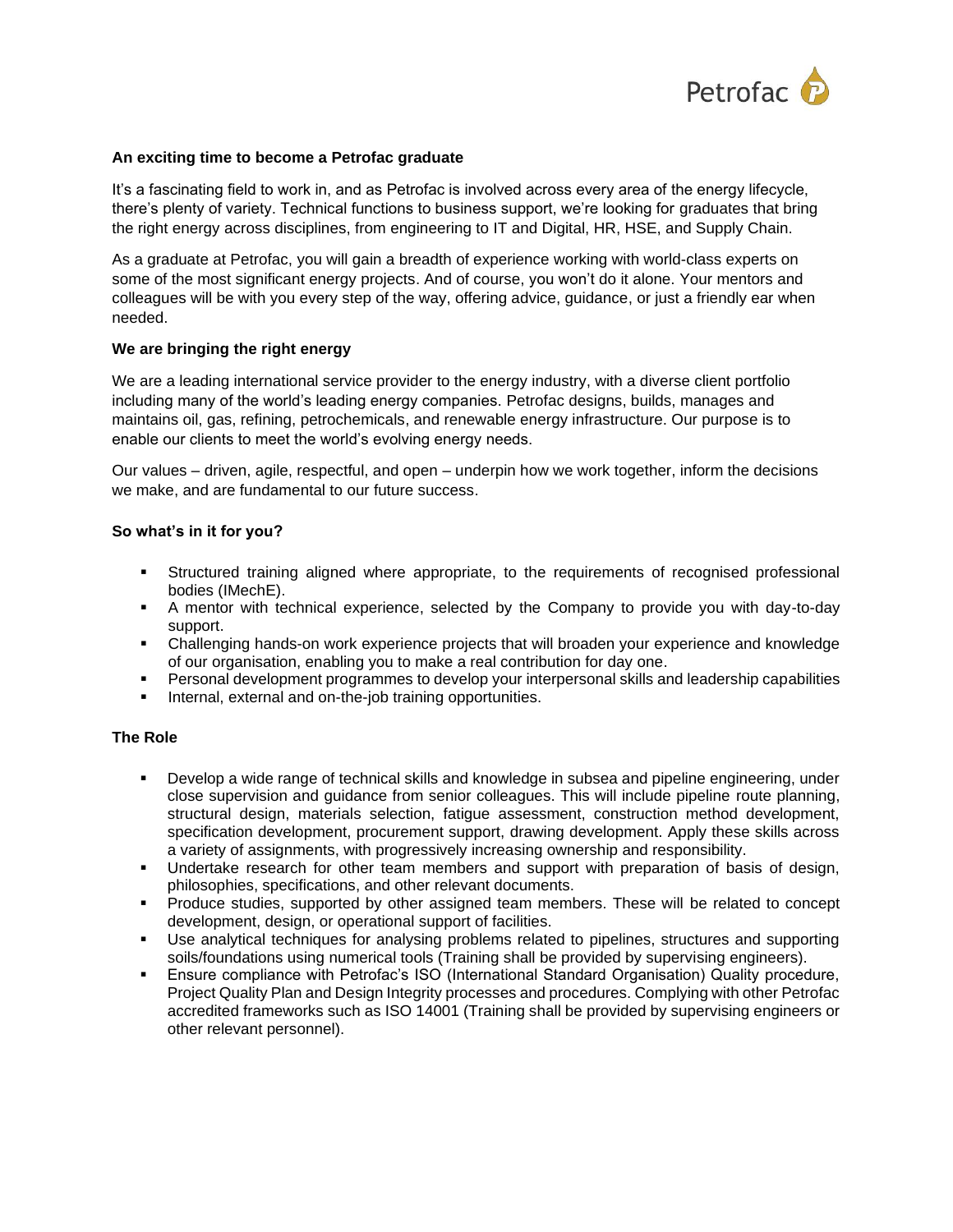### An exciting time to become a Petrofac graduate

It's a fascinating field to work in, and as Petrofac is involved across every area of the energy lifecycle, there's plenty of variety. Technical functions to business support, we're looking for graduates that bring the right energy across disciplines, from engineering to IT and Digital, HR, HSE, and Supply Chain.

As a graduate at Petrofac, you will gain a breadth of experience working with world-class experts on some of the most significant energy projects. And of course, you won't do it alone. Your mentors and colleagues will be with you every step of the way, offering advice, guidance, or just a friendly ear when needed.

### We are bringing the right energy

We are a leading international service provider to the energy industry, with a diverse client portfolio including many of the world's leading energy companies. Petrofac designs, builds, manages and maintains oil, gas, refining, petrochemicals, and renewable energy infrastructure. Our purpose is to enable our clients to meet the world's evolving energy needs.

Our values – driven, agile, respectful, and open – underpin how we work together, inform the decisions we make, and are fundamental to our future success.

### So what's in it for you?

- Structured training aligned where appropriate, to the requirements of recognised professional bodies (IMechE).
- A mentor with technical experience, selected by the Company to provide you with day-to-day support.
- Challenging hands-on work experience projects that will broaden your experience and knowledge of our organisation, enabling you to make a real contribution for day one.
- Personal development programmes to develop your interpersonal skills and leadership capabilities
- Internal, external and on-the-job training opportunities.

### The Role

- Develop a wide range of technical skills and knowledge in subsea and pipeline engineering, under close supervision and guidance from senior colleagues. This will include pipeline route planning, structural design, materials selection, fatigue assessment, construction method development, specification development, procurement support, drawing development. Apply these skills across a variety of assignments, with progressively increasing ownership and responsibility.
- Undertake research for other team members and support with preparation of basis of design, philosophies, specifications, and other relevant documents.
- Produce studies, supported by other assigned team members. These will be related to concept development, design, or operational support of facilities.
- Use analytical techniques for analysing problems related to pipelines, structures and supporting soils/foundations using numerical tools (Training shall be provided by supervising engineers).
- Ensure compliance with Petrofac's ISO (International Standard Organisation) Quality procedure, Project Quality Plan and Design Integrity processes and procedures. Complying with other Petrofac accredited frameworks such as ISO 14001 (Training shall be provided by supervising engineers or other relevant personnel).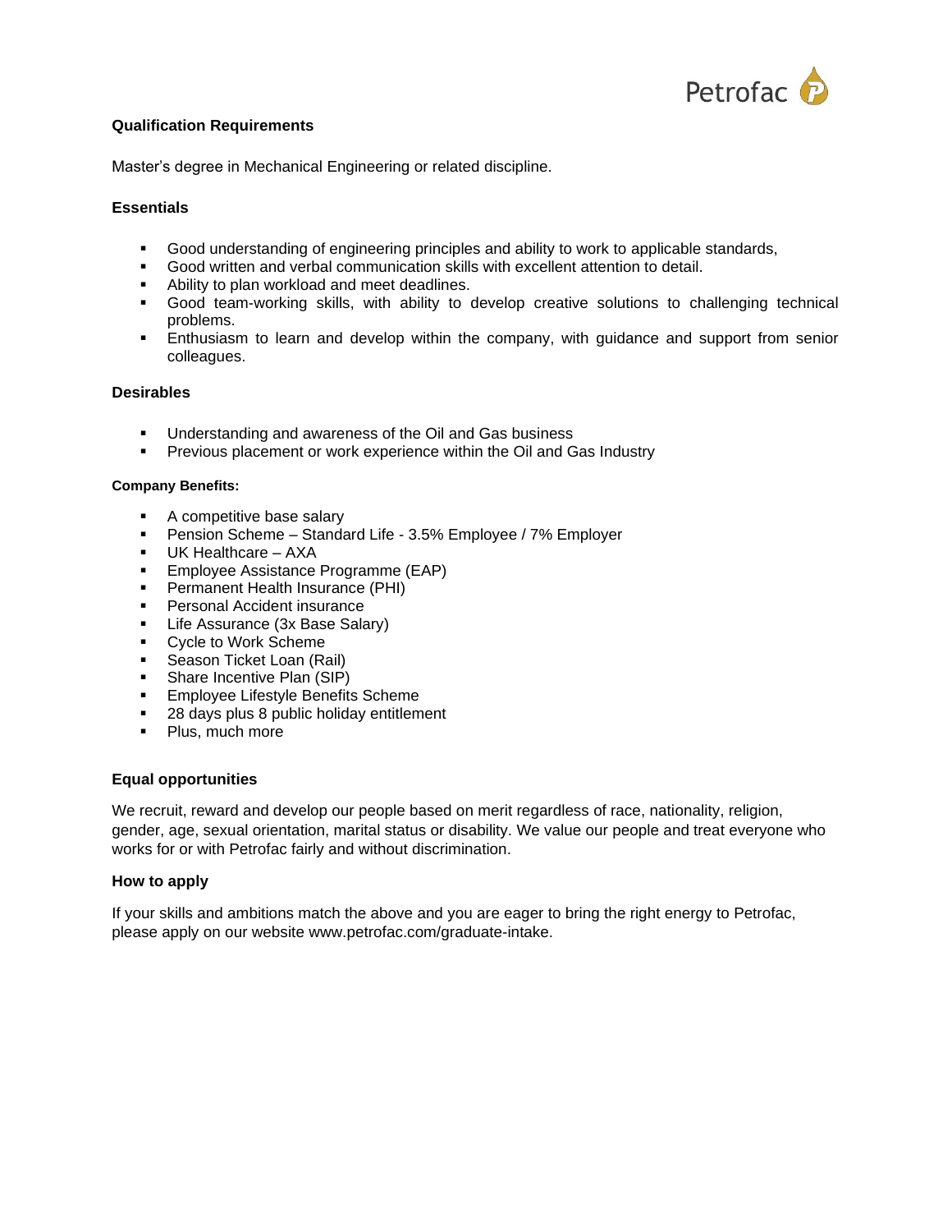**Qualification Requirements**

Master's degree in Mechanical Engineering or related discipline.

**Essentials**

- Good understanding of engineering principles and ability to work to applicable standards,
- Good written and verbal communication skills with excellent attention to detail.
- Ability to plan workload and meet deadlines.
- Good team-working skills, with ability to develop creative solutions to challenging technical problems.
- Enthusiasm to learn and develop within the company, with guidance and support from senior colleagues.

**Desirables**

- Understanding and awareness of the Oil and Gas business
- Previous placement or work experience within the Oil and Gas Industry

**Company Benefits:**

- A competitive base salary
- Pension Scheme – Standard Life - 3.5% Employee / 7% Employer
- UK Healthcare – AXA
- Employee Assistance Programme (EAP)
- Permanent Health Insurance (PHI)
- Personal Accident insurance
- Life Assurance (3x Base Salary)
- Cycle to Work Scheme
- Season Ticket Loan (Rail)
- Share Incentive Plan (SIP)
- Employee Lifestyle Benefits Scheme
- 28 days plus 8 public holiday entitlement
- Plus, much more

**Equal opportunities**

We recruit, reward and develop our people based on merit regardless of race, nationality, religion, gender, age, sexual orientation, marital status or disability. We value our people and treat everyone who works for or with Petrofac fairly and without discrimination.

**How to apply**

If your skills and ambitions match the above and you are eager to bring the right energy to Petrofac, please apply on our website www.petrofac.com/graduate-intake.